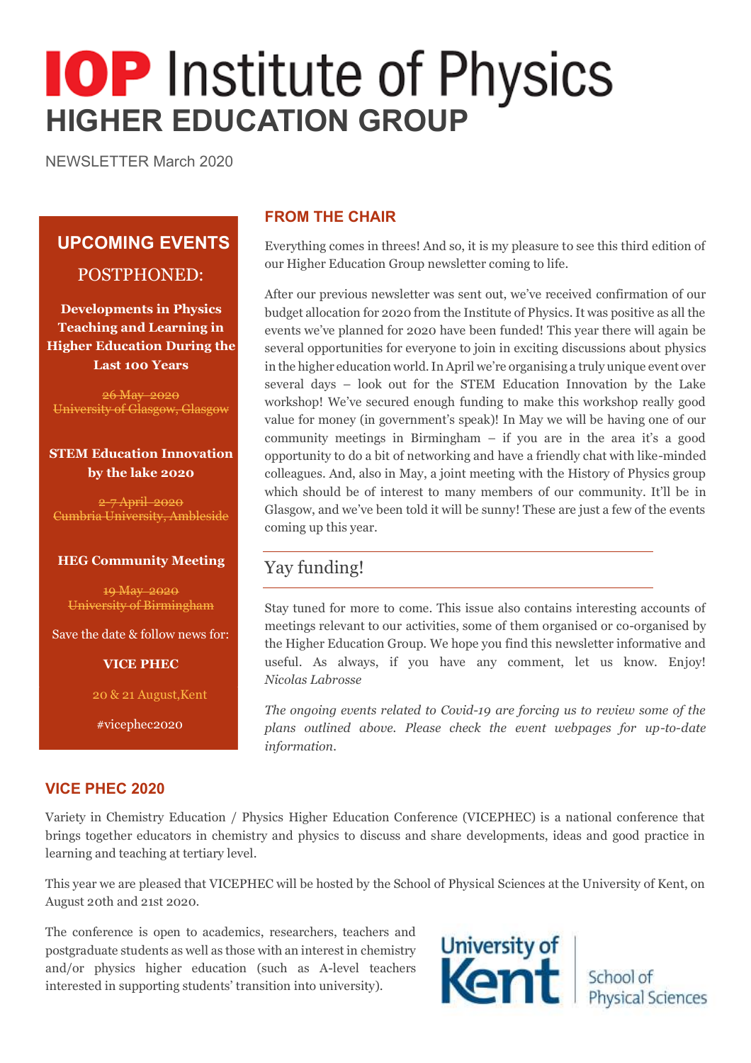# IOP Institute of Physics

## HIGHER EDUCATION GROUP

NEWSLETTER March 2020

## UPCOMING EVENTS

POSTPHONED:

**Developments in Physics Teaching and Learning in Higher Education During the Last 100 Years**

~~26 May 2020~~
~~University of Glasgow, Glasgow~~

**STEM Education Innovation by the lake 2020**

~~2-7 April 2020~~
~~Cumbria University, Ambleside~~

**HEG Community Meeting**

~~19 May 2020~~
~~University of Birmingham~~

Save the date & follow news for:

**VICE PHEC**

20 & 21 August, Kent

#vicephec2020

## FROM THE CHAIR

Everything comes in threes! And so, it is my pleasure to see this third edition of our Higher Education Group newsletter coming to life.

After our previous newsletter was sent out, we've received confirmation of our budget allocation for 2020 from the Institute of Physics. It was positive as all the events we've planned for 2020 have been funded! This year there will again be several opportunities for everyone to join in exciting discussions about physics in the higher education world. In April we're organising a truly unique event over several days – look out for the STEM Education Innovation by the Lake workshop! We've secured enough funding to make this workshop really good value for money (in government's speak)! In May we will be having one of our community meetings in Birmingham – if you are in the area it's a good opportunity to do a bit of networking and have a friendly chat with like-minded colleagues. And, also in May, a joint meeting with the History of Physics group which should be of interest to many members of our community. It'll be in Glasgow, and we've been told it will be sunny! These are just a few of the events coming up this year.

Yay funding!

Stay tuned for more to come. This issue also contains interesting accounts of meetings relevant to our activities, some of them organised or co-organised by the Higher Education Group. We hope you find this newsletter informative and useful. As always, if you have any comment, let us know. Enjoy! *Nicolas Labrosse*

*The ongoing events related to Covid-19 are forcing us to review some of the plans outlined above. Please check the event webpages for up-to-date information.*

## VICE PHEC 2020

Variety in Chemistry Education / Physics Higher Education Conference (VICEPHEC) is a national conference that brings together educators in chemistry and physics to discuss and share developments, ideas and good practice in learning and teaching at tertiary level.

This year we are pleased that VICEPHEC will be hosted by the School of Physical Sciences at the University of Kent, on August 20th and 21st 2020.

The conference is open to academics, researchers, teachers and postgraduate students as well as those with an interest in chemistry and/or physics higher education (such as A-level teachers interested in supporting students' transition into university).

University of Kent | School of Physical Sciences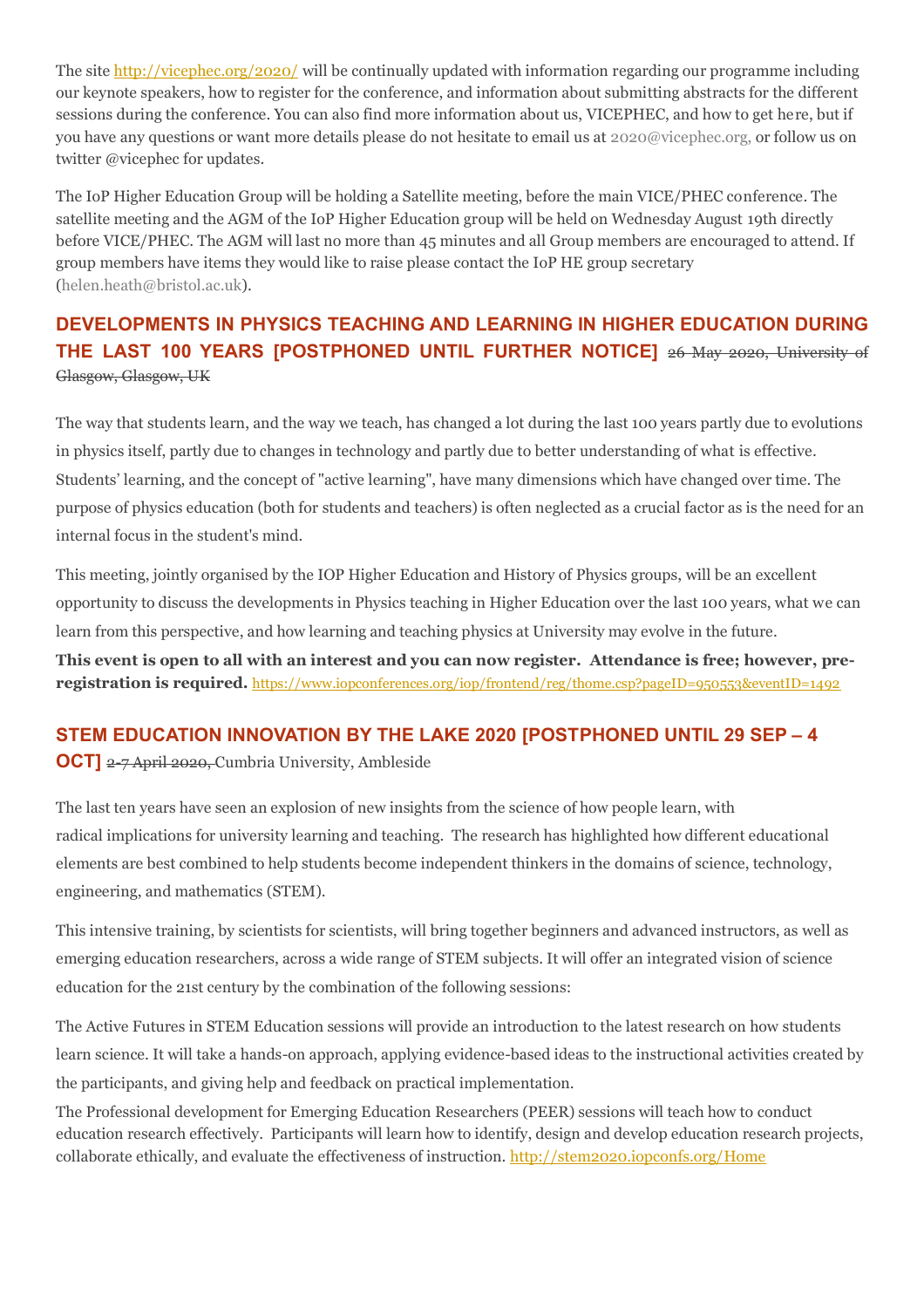The site http://vicephec.org/2020/ will be continually updated with information regarding our programme including our keynote speakers, how to register for the conference, and information about submitting abstracts for the different sessions during the conference. You can also find more information about us, VICEPHEC, and how to get here, but if you have any questions or want more details please do not hesitate to email us at 2020@vicephec.org, or follow us on twitter @vicephec for updates.

The IoP Higher Education Group will be holding a Satellite meeting, before the main VICE/PHEC conference. The satellite meeting and the AGM of the IoP Higher Education group will be held on Wednesday August 19th directly before VICE/PHEC. The AGM will last no more than 45 minutes and all Group members are encouraged to attend. If group members have items they would like to raise please contact the IoP HE group secretary (helen.heath@bristol.ac.uk).

## DEVELOPMENTS IN PHYSICS TEACHING AND LEARNING IN HIGHER EDUCATION DURING THE LAST 100 YEARS [POSTPHONED UNTIL FURTHER NOTICE] ~~26 May 2020, University of Glasgow, Glasgow, UK~~

The way that students learn, and the way we teach, has changed a lot during the last 100 years partly due to evolutions in physics itself, partly due to changes in technology and partly due to better understanding of what is effective. Students' learning, and the concept of "active learning", have many dimensions which have changed over time. The purpose of physics education (both for students and teachers) is often neglected as a crucial factor as is the need for an internal focus in the student's mind.

This meeting, jointly organised by the IOP Higher Education and History of Physics groups, will be an excellent opportunity to discuss the developments in Physics teaching in Higher Education over the last 100 years, what we can learn from this perspective, and how learning and teaching physics at University may evolve in the future.

**This event is open to all with an interest and you can now register. Attendance is free; however, pre-registration is required.** https://www.iopconferences.org/iop/frontend/reg/thome.csp?pageID=950553&eventID=1492

## STEM EDUCATION INNOVATION BY THE LAKE 2020 [POSTPHONED UNTIL 29 SEP – 4 OCT] ~~2-7 April 2020,~~ Cumbria University, Ambleside

The last ten years have seen an explosion of new insights from the science of how people learn, with radical implications for university learning and teaching. The research has highlighted how different educational elements are best combined to help students become independent thinkers in the domains of science, technology, engineering, and mathematics (STEM).

This intensive training, by scientists for scientists, will bring together beginners and advanced instructors, as well as emerging education researchers, across a wide range of STEM subjects. It will offer an integrated vision of science education for the 21st century by the combination of the following sessions:

The Active Futures in STEM Education sessions will provide an introduction to the latest research on how students learn science. It will take a hands-on approach, applying evidence-based ideas to the instructional activities created by the participants, and giving help and feedback on practical implementation.

The Professional development for Emerging Education Researchers (PEER) sessions will teach how to conduct education research effectively. Participants will learn how to identify, design and develop education research projects, collaborate ethically, and evaluate the effectiveness of instruction. http://stem2020.iopconfs.org/Home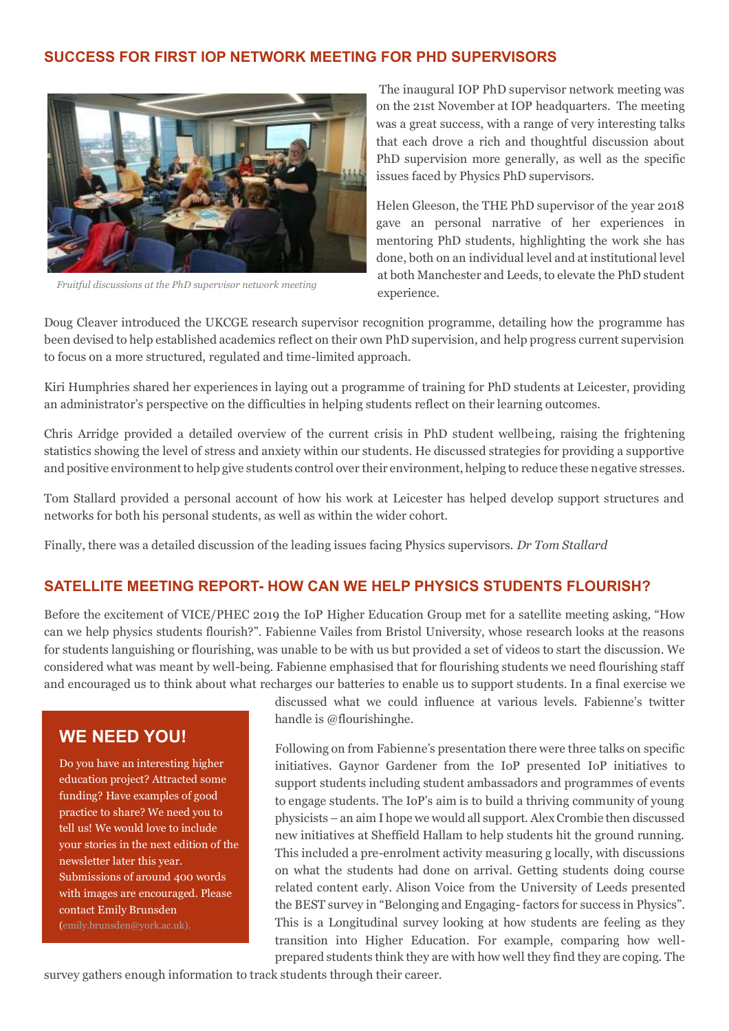## SUCCESS FOR FIRST IOP NETWORK MEETING FOR PHD SUPERVISORS

*Fruitful discussions at the PhD supervisor network meeting*

The inaugural IOP PhD supervisor network meeting was on the 21st November at IOP headquarters. The meeting was a great success, with a range of very interesting talks that each drove a rich and thoughtful discussion about PhD supervision more generally, as well as the specific issues faced by Physics PhD supervisors.

Helen Gleeson, the THE PhD supervisor of the year 2018 gave an personal narrative of her experiences in mentoring PhD students, highlighting the work she has done, both on an individual level and at institutional level at both Manchester and Leeds, to elevate the PhD student experience.

Doug Cleaver introduced the UKCGE research supervisor recognition programme, detailing how the programme has been devised to help established academics reflect on their own PhD supervision, and help progress current supervision to focus on a more structured, regulated and time-limited approach.

Kiri Humphries shared her experiences in laying out a programme of training for PhD students at Leicester, providing an administrator's perspective on the difficulties in helping students reflect on their learning outcomes.

Chris Arridge provided a detailed overview of the current crisis in PhD student wellbeing, raising the frightening statistics showing the level of stress and anxiety within our students. He discussed strategies for providing a supportive and positive environment to help give students control over their environment, helping to reduce these negative stresses.

Tom Stallard provided a personal account of how his work at Leicester has helped develop support structures and networks for both his personal students, as well as within the wider cohort.

Finally, there was a detailed discussion of the leading issues facing Physics supervisors. *Dr Tom Stallard*

## SATELLITE MEETING REPORT- HOW CAN WE HELP PHYSICS STUDENTS FLOURISH?

Before the excitement of VICE/PHEC 2019 the IoP Higher Education Group met for a satellite meeting asking, "How can we help physics students flourish?". Fabienne Vailes from Bristol University, whose research looks at the reasons for students languishing or flourishing, was unable to be with us but provided a set of videos to start the discussion. We considered what was meant by well-being. Fabienne emphasised that for flourishing students we need flourishing staff and encouraged us to think about what recharges our batteries to enable us to support students. In a final exercise we discussed what we could influence at various levels. Fabienne's twitter handle is @flourishinghe.

Following on from Fabienne's presentation there were three talks on specific initiatives. Gaynor Gardener from the IoP presented IoP initiatives to support students including student ambassadors and programmes of events to engage students. The IoP's aim is to build a thriving community of young physicists – an aim I hope we would all support. Alex Crombie then discussed new initiatives at Sheffield Hallam to help students hit the ground running. This included a pre-enrolment activity measuring g locally, with discussions on what the students had done on arrival. Getting students doing course related content early. Alison Voice from the University of Leeds presented the BEST survey in "Belonging and Engaging- factors for success in Physics". This is a Longitudinal survey looking at how students are feeling as they transition into Higher Education. For example, comparing how well-prepared students think they are with how well they find they are coping. The survey gathers enough information to track students through their career.

### WE NEED YOU!

Do you have an interesting higher education project? Attracted some funding? Have examples of good practice to share? We need you to tell us! We would love to include your stories in the next edition of the newsletter later this year. Submissions of around 400 words with images are encouraged. Please contact Emily Brunsden (emily.brunsden@york.ac.uk).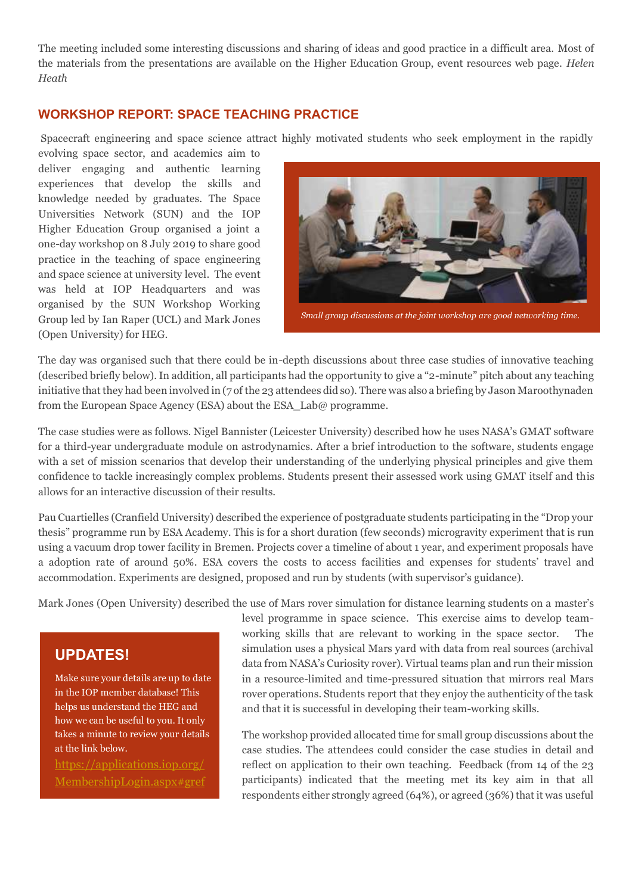The meeting included some interesting discussions and sharing of ideas and good practice in a difficult area. Most of the materials from the presentations are available on the Higher Education Group, event resources web page. *Helen Heath*

## WORKSHOP REPORT: SPACE TEACHING PRACTICE

Spacecraft engineering and space science attract highly motivated students who seek employment in the rapidly evolving space sector, and academics aim to deliver engaging and authentic learning experiences that develop the skills and knowledge needed by graduates. The Space Universities Network (SUN) and the IOP Higher Education Group organised a joint a one-day workshop on 8 July 2019 to share good practice in the teaching of space engineering and space science at university level. The event was held at IOP Headquarters and was organised by the SUN Workshop Working Group led by Ian Raper (UCL) and Mark Jones (Open University) for HEG.

*Small group discussions at the joint workshop are good networking time.*

The day was organised such that there could be in-depth discussions about three case studies of innovative teaching (described briefly below). In addition, all participants had the opportunity to give a "2-minute" pitch about any teaching initiative that they had been involved in (7 of the 23 attendees did so). There was also a briefing by Jason Maroothynaden from the European Space Agency (ESA) about the ESA_Lab@ programme.

The case studies were as follows. Nigel Bannister (Leicester University) described how he uses NASA's GMAT software for a third-year undergraduate module on astrodynamics. After a brief introduction to the software, students engage with a set of mission scenarios that develop their understanding of the underlying physical principles and give them confidence to tackle increasingly complex problems. Students present their assessed work using GMAT itself and this allows for an interactive discussion of their results.

Pau Cuartielles (Cranfield University) described the experience of postgraduate students participating in the "Drop your thesis" programme run by ESA Academy. This is for a short duration (few seconds) microgravity experiment that is run using a vacuum drop tower facility in Bremen. Projects cover a timeline of about 1 year, and experiment proposals have a adoption rate of around 50%. ESA covers the costs to access facilities and expenses for students' travel and accommodation. Experiments are designed, proposed and run by students (with supervisor's guidance).

Mark Jones (Open University) described the use of Mars rover simulation for distance learning students on a master's level programme in space science. This exercise aims to develop team-working skills that are relevant to working in the space sector. The simulation uses a physical Mars yard with data from real sources (archival data from NASA's Curiosity rover). Virtual teams plan and run their mission in a resource-limited and time-pressured situation that mirrors real Mars rover operations. Students report that they enjoy the authenticity of the task and that it is successful in developing their team-working skills.

The workshop provided allocated time for small group discussions about the case studies. The attendees could consider the case studies in detail and reflect on application to their own teaching. Feedback (from 14 of the 23 participants) indicated that the meeting met its key aim in that all respondents either strongly agreed (64%), or agreed (36%) that it was useful

### UPDATES!

Make sure your details are up to date in the IOP member database! This helps us understand the HEG and how we can be useful to you. It only takes a minute to review your details at the link below.

[https://applications.iop.org/MembershipLogin.aspx#gref](https://applications.iop.org/MembershipLogin.aspx#gref)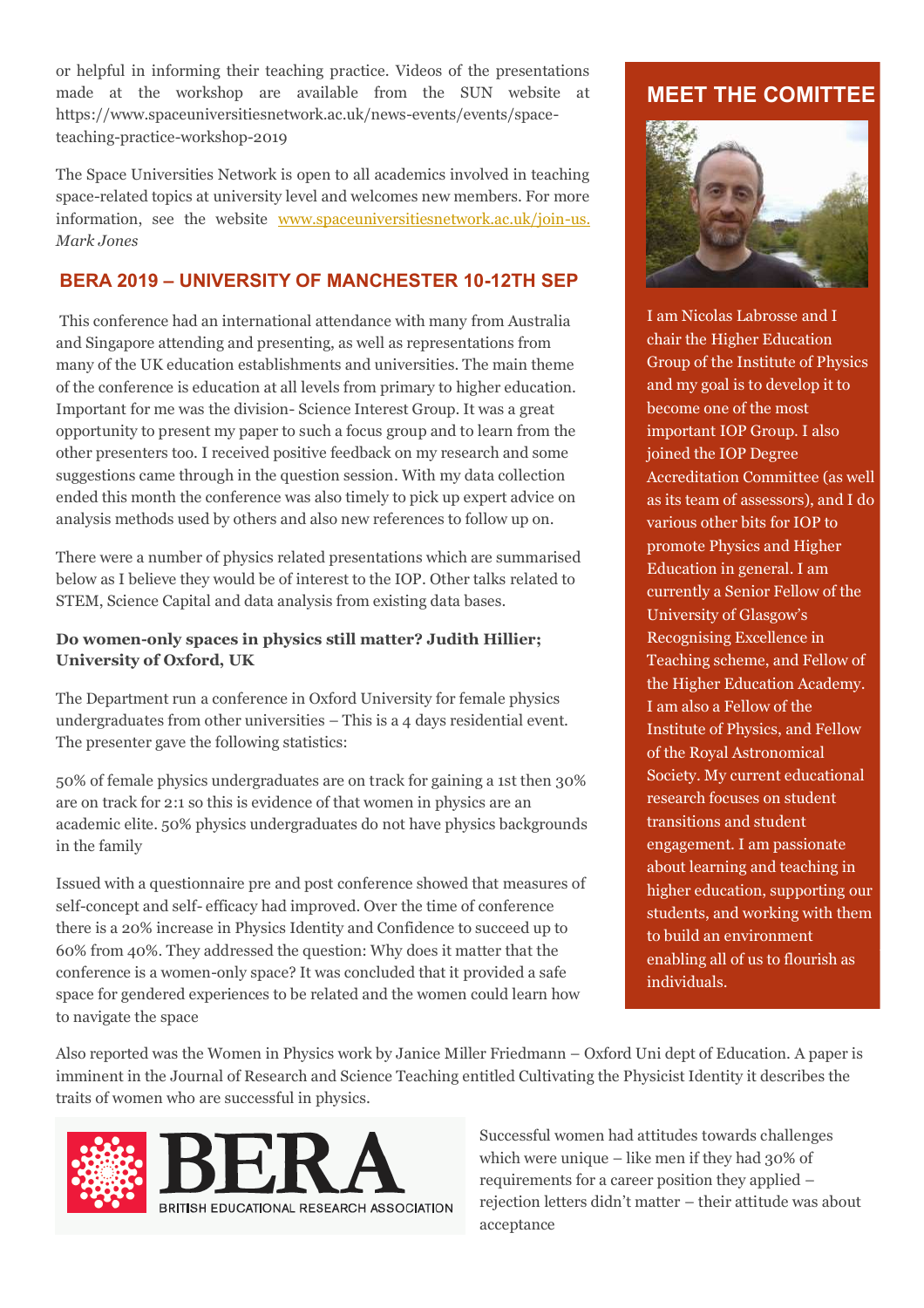or helpful in informing their teaching practice. Videos of the presentations made at the workshop are available from the SUN website at https://www.spaceuniversitiesnetwork.ac.uk/news-events/events/space-teaching-practice-workshop-2019

The Space Universities Network is open to all academics involved in teaching space-related topics at university level and welcomes new members. For more information, see the website www.spaceuniversitiesnetwork.ac.uk/join-us.
*Mark Jones*

## BERA 2019 – UNIVERSITY OF MANCHESTER 10-12TH SEP

This conference had an international attendance with many from Australia and Singapore attending and presenting, as well as representations from many of the UK education establishments and universities. The main theme of the conference is education at all levels from primary to higher education. Important for me was the division- Science Interest Group. It was a great opportunity to present my paper to such a focus group and to learn from the other presenters too. I received positive feedback on my research and some suggestions came through in the question session. With my data collection ended this month the conference was also timely to pick up expert advice on analysis methods used by others and also new references to follow up on.

There were a number of physics related presentations which are summarised below as I believe they would be of interest to the IOP. Other talks related to STEM, Science Capital and data analysis from existing data bases.

**Do women-only spaces in physics still matter? Judith Hillier; University of Oxford, UK**

The Department run a conference in Oxford University for female physics undergraduates from other universities – This is a 4 days residential event. The presenter gave the following statistics:

50% of female physics undergraduates are on track for gaining a 1st then 30% are on track for 2:1 so this is evidence of that women in physics are an academic elite. 50% physics undergraduates do not have physics backgrounds in the family

Issued with a questionnaire pre and post conference showed that measures of self-concept and self- efficacy had improved. Over the time of conference there is a 20% increase in Physics Identity and Confidence to succeed up to 60% from 40%. They addressed the question: Why does it matter that the conference is a women-only space? It was concluded that it provided a safe space for gendered experiences to be related and the women could learn how to navigate the space

Also reported was the Women in Physics work by Janice Miller Friedmann – Oxford Uni dept of Education. A paper is imminent in the Journal of Research and Science Teaching entitled Cultivating the Physicist Identity it describes the traits of women who are successful in physics.

Successful women had attitudes towards challenges which were unique – like men if they had 30% of requirements for a career position they applied – rejection letters didn't matter – their attitude was about acceptance

## MEET THE COMITTEE

I am Nicolas Labrosse and I chair the Higher Education Group of the Institute of Physics and my goal is to develop it to become one of the most important IOP Group. I also joined the IOP Degree Accreditation Committee (as well as its team of assessors), and I do various other bits for IOP to promote Physics and Higher Education in general. I am currently a Senior Fellow of the University of Glasgow's Recognising Excellence in Teaching scheme, and Fellow of the Higher Education Academy. I am also a Fellow of the Institute of Physics, and Fellow of the Royal Astronomical Society. My current educational research focuses on student transitions and student engagement. I am passionate about learning and teaching in higher education, supporting our students, and working with them to build an environment enabling all of us to flourish as individuals.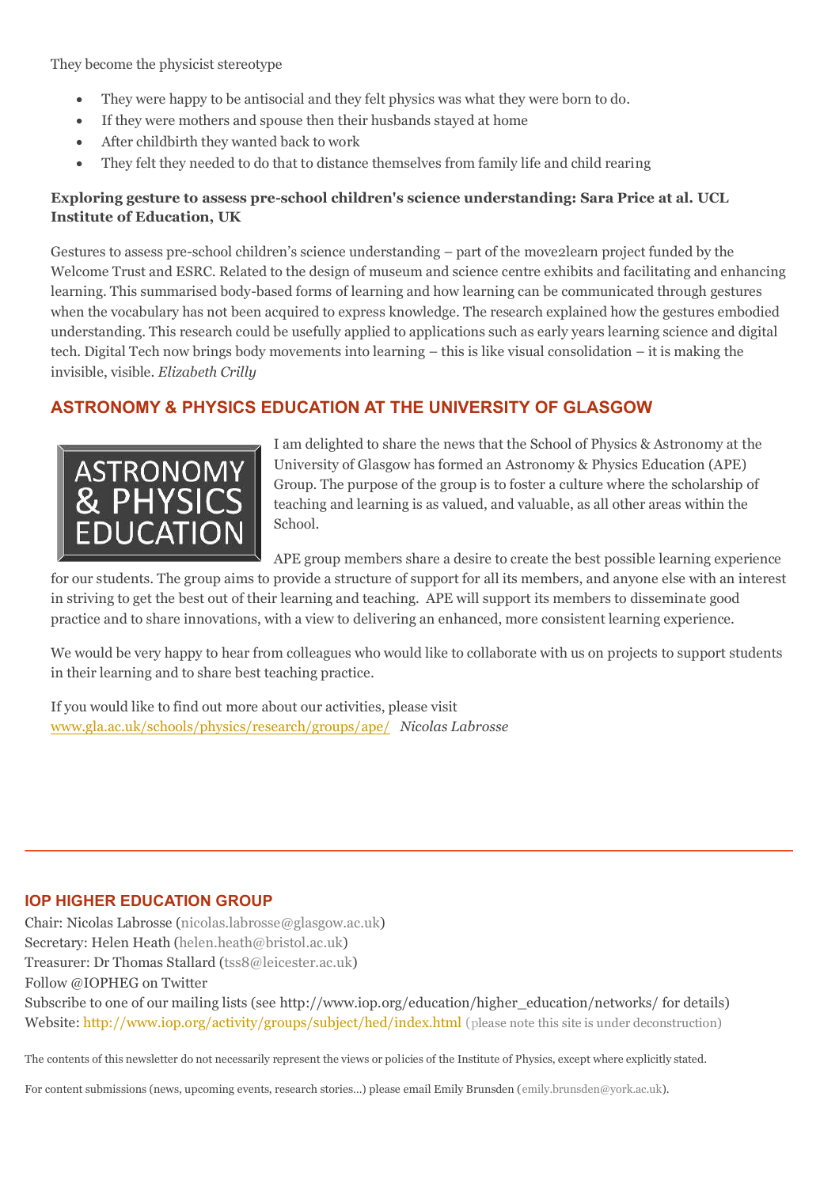They become the physicist stereotype

- They were happy to be antisocial and they felt physics was what they were born to do.
- If they were mothers and spouse then their husbands stayed at home
- After childbirth they wanted back to work
- They felt they needed to do that to distance themselves from family life and child rearing

**Exploring gesture to assess pre-school children's science understanding: Sara Price at al. UCL Institute of Education, UK**

Gestures to assess pre-school children's science understanding – part of the move2learn project funded by the Welcome Trust and ESRC. Related to the design of museum and science centre exhibits and facilitating and enhancing learning. This summarised body-based forms of learning and how learning can be communicated through gestures when the vocabulary has not been acquired to express knowledge. The research explained how the gestures embodied understanding. This research could be usefully applied to applications such as early years learning science and digital tech. Digital Tech now brings body movements into learning – this is like visual consolidation – it is making the invisible, visible. *Elizabeth Crilly*

## ASTRONOMY & PHYSICS EDUCATION AT THE UNIVERSITY OF GLASGOW

ASTRONOMY & PHYSICS EDUCATION

I am delighted to share the news that the School of Physics & Astronomy at the University of Glasgow has formed an Astronomy & Physics Education (APE) Group. The purpose of the group is to foster a culture where the scholarship of teaching and learning is as valued, and valuable, as all other areas within the School.

APE group members share a desire to create the best possible learning experience for our students. The group aims to provide a structure of support for all its members, and anyone else with an interest in striving to get the best out of their learning and teaching. APE will support its members to disseminate good practice and to share innovations, with a view to delivering an enhanced, more consistent learning experience.

We would be very happy to hear from colleagues who would like to collaborate with us on projects to support students in their learning and to share best teaching practice.

If you would like to find out more about our activities, please visit www.gla.ac.uk/schools/physics/research/groups/ape/ *Nicolas Labrosse*

---

## IOP HIGHER EDUCATION GROUP

Chair: Nicolas Labrosse (nicolas.labrosse@glasgow.ac.uk)
Secretary: Helen Heath (helen.heath@bristol.ac.uk)
Treasurer: Dr Thomas Stallard (tss8@leicester.ac.uk)
Follow @IOPHEG on Twitter
Subscribe to one of our mailing lists (see http://www.iop.org/education/higher_education/networks/ for details)
Website: http://www.iop.org/activity/groups/subject/hed/index.html (please note this site is under deconstruction)

The contents of this newsletter do not necessarily represent the views or policies of the Institute of Physics, except where explicitly stated.

For content submissions (news, upcoming events, research stories...) please email Emily Brunsden (emily.brunsden@york.ac.uk).